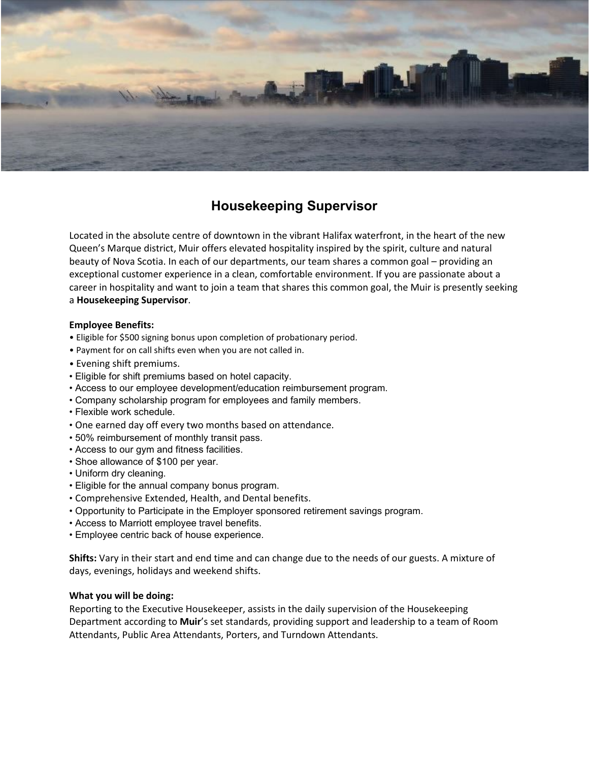# Housekeeping Supervisor

Located in the absolute centre of downtown in the vibrant Halifax waterfront, in the heart of the new Queen's Marque district, Muir offers elevated hospitality inspired by the spirit, culture and natural beauty of Nova Scotia. In each of our departments, our team shares a common goal – providing an exceptional customer experience in a clean, comfortable environment. If you are passionate about a career in hospitality and want to join a team that shares this common goal, the Muir is presently seeking a **Housekeeping Supervisor**.

**Employee Benefits:**

- Eligible for $500 signing bonus upon completion of probationary period.
- Payment for on call shifts even when you are not called in.
- Evening shift premiums.
- Eligible for shift premiums based on hotel capacity.
- Access to our employee development/education reimbursement program.
- Company scholarship program for employees and family members.
- Flexible work schedule.
- One earned day off every two months based on attendance.
- 50% reimbursement of monthly transit pass.
- Access to our gym and fitness facilities.
- Shoe allowance of $100 per year.
- Uniform dry cleaning.
- Eligible for the annual company bonus program.
- Comprehensive Extended, Health, and Dental benefits.
- Opportunity to Participate in the Employer sponsored retirement savings program.
- Access to Marriott employee travel benefits.
- Employee centric back of house experience.

**Shifts:** Vary in their start and end time and can change due to the needs of our guests. A mixture of days, evenings, holidays and weekend shifts.

**What you will be doing:**

Reporting to the Executive Housekeeper, assists in the daily supervision of the Housekeeping Department according to **Muir**'s set standards, providing support and leadership to a team of Room Attendants, Public Area Attendants, Porters, and Turndown Attendants.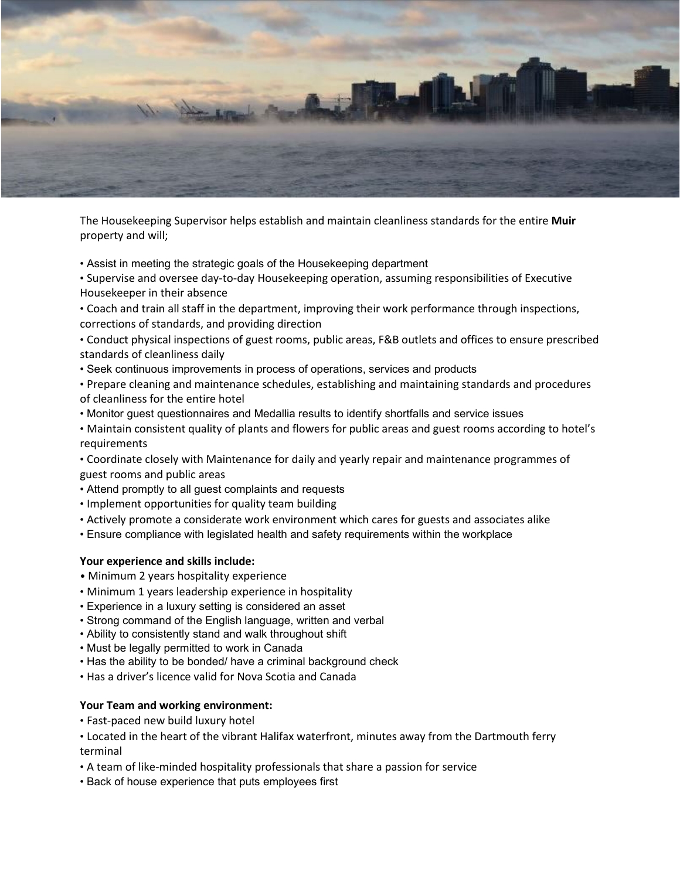The Housekeeping Supervisor helps establish and maintain cleanliness standards for the entire **Muir** property and will;

- Assist in meeting the strategic goals of the Housekeeping department
- Supervise and oversee day-to-day Housekeeping operation, assuming responsibilities of Executive Housekeeper in their absence
- Coach and train all staff in the department, improving their work performance through inspections, corrections of standards, and providing direction
- Conduct physical inspections of guest rooms, public areas, F&B outlets and offices to ensure prescribed standards of cleanliness daily
- Seek continuous improvements in process of operations, services and products
- Prepare cleaning and maintenance schedules, establishing and maintaining standards and procedures of cleanliness for the entire hotel
- Monitor guest questionnaires and Medallia results to identify shortfalls and service issues
- Maintain consistent quality of plants and flowers for public areas and guest rooms according to hotel's requirements
- Coordinate closely with Maintenance for daily and yearly repair and maintenance programmes of guest rooms and public areas
- Attend promptly to all guest complaints and requests
- Implement opportunities for quality team building
- Actively promote a considerate work environment which cares for guests and associates alike
- Ensure compliance with legislated health and safety requirements within the workplace

**Your experience and skills include:**

- Minimum 2 years hospitality experience
- Minimum 1 years leadership experience in hospitality
- Experience in a luxury setting is considered an asset
- Strong command of the English language, written and verbal
- Ability to consistently stand and walk throughout shift
- Must be legally permitted to work in Canada
- Has the ability to be bonded/ have a criminal background check
- Has a driver's licence valid for Nova Scotia and Canada

**Your Team and working environment:**

- Fast-paced new build luxury hotel
- Located in the heart of the vibrant Halifax waterfront, minutes away from the Dartmouth ferry terminal
- A team of like-minded hospitality professionals that share a passion for service
- Back of house experience that puts employees first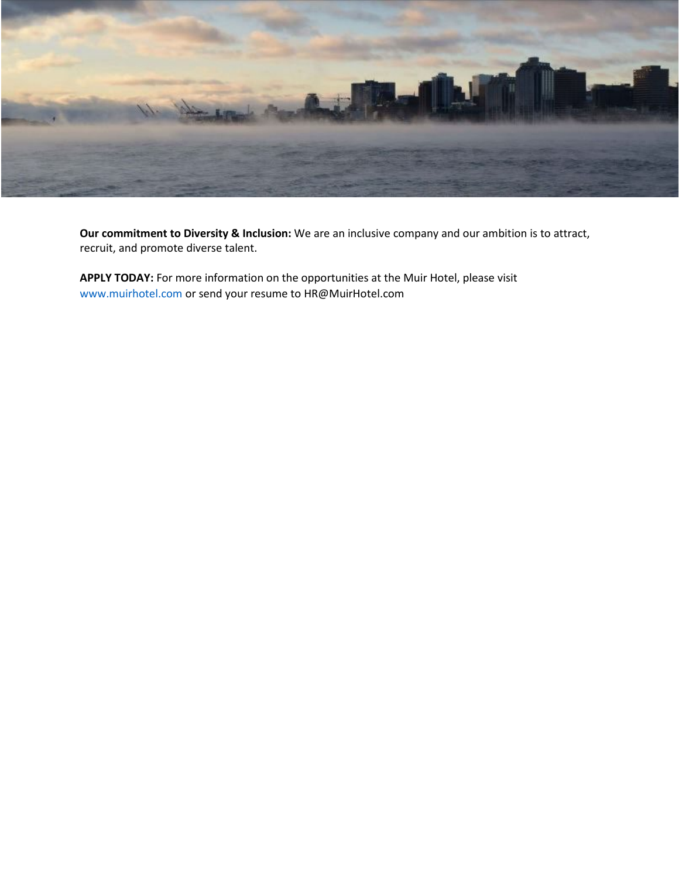**Our commitment to Diversity & Inclusion:** We are an inclusive company and our ambition is to attract, recruit, and promote diverse talent.

**APPLY TODAY:** For more information on the opportunities at the Muir Hotel, please visit www.muirhotel.com or send your resume to HR@MuirHotel.com